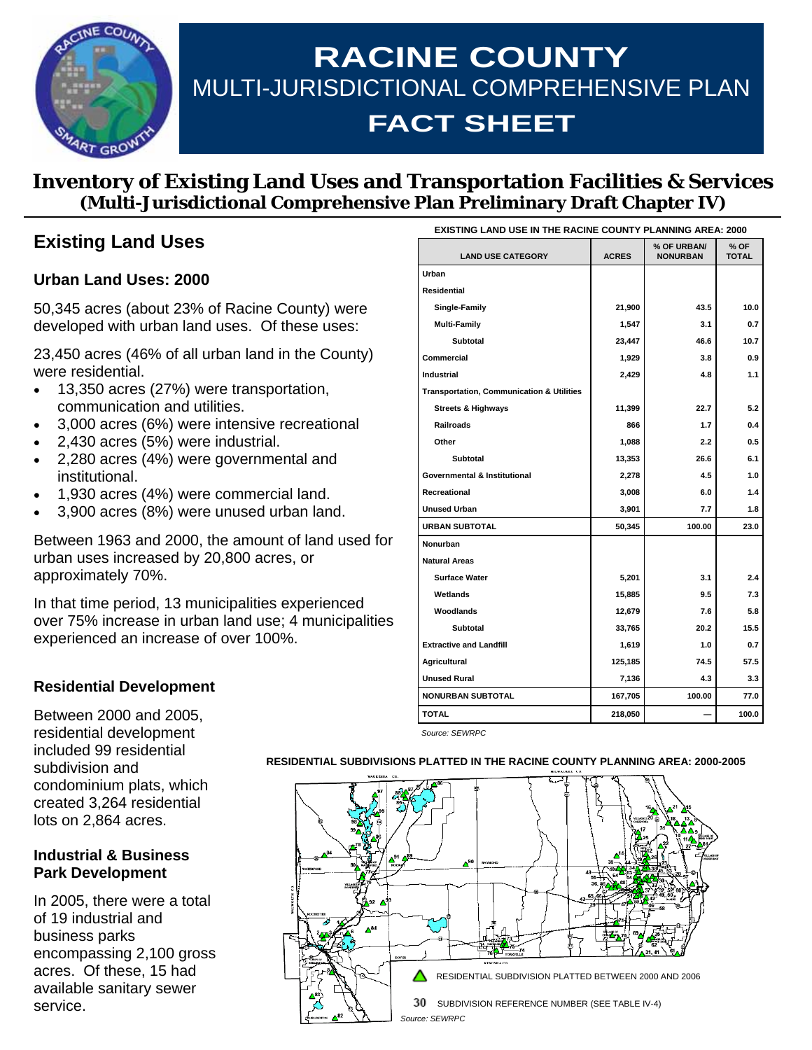# RACINE COUNTY

## MULTI-JURISDICTIONAL COMPREHENSIVE PLAN

## FACT SHEET

## Inventory of Existing Land Uses and Transportation Facilities & Services (Multi-Jurisdictional Comprehensive Plan Preliminary Draft Chapter IV)

## Existing Land Uses

### Urban Land Uses: 2000

50,345 acres (about 23% of Racine County) were developed with urban land uses. Of these uses:

23,450 acres (46% of all urban land in the County) were residential.

- 13,350 acres (27%) were transportation, communication and utilities.
- 3,000 acres (6%) were intensive recreational
- 2,430 acres (5%) were industrial.
- 2,280 acres (4%) were governmental and institutional.
- 1,930 acres (4%) were commercial land.
- 3,900 acres (8%) were unused urban land.

Between 1963 and 2000, the amount of land used for urban uses increased by 20,800 acres, or approximately 70%.

In that time period, 13 municipalities experienced over 75% increase in urban land use; 4 municipalities experienced an increase of over 100%.

**EXISTING LAND USE IN THE RACINE COUNTY PLANNING AREA: 2000**

| LAND USE CATEGORY | ACRES | % OF URBAN/ NONURBAN | % OF TOTAL |
|---|---|---|---|
| Urban | | | |
| Residential | | | |
| Single-Family | 21,900 | 43.5 | 10.0 |
| Multi-Family | 1,547 | 3.1 | 0.7 |
| Subtotal | 23,447 | 46.6 | 10.7 |
| Commercial | 1,929 | 3.8 | 0.9 |
| Industrial | 2,429 | 4.8 | 1.1 |
| Transportation, Communication & Utilities | | | |
| Streets & Highways | 11,399 | 22.7 | 5.2 |
| Railroads | 866 | 1.7 | 0.4 |
| Other | 1,088 | 2.2 | 0.5 |
| Subtotal | 13,353 | 26.6 | 6.1 |
| Governmental & Institutional | 2,278 | 4.5 | 1.0 |
| Recreational | 3,008 | 6.0 | 1.4 |
| Unused Urban | 3,901 | 7.7 | 1.8 |
| URBAN SUBTOTAL | 50,345 | 100.00 | 23.0 |
| Nonurban | | | |
| Natural Areas | | | |
| Surface Water | 5,201 | 3.1 | 2.4 |
| Wetlands | 15,885 | 9.5 | 7.3 |
| Woodlands | 12,679 | 7.6 | 5.8 |
| Subtotal | 33,765 | 20.2 | 15.5 |
| Extractive and Landfill | 1,619 | 1.0 | 0.7 |
| Agricultural | 125,185 | 74.5 | 57.5 |
| Unused Rural | 7,136 | 4.3 | 3.3 |
| NONURBAN SUBTOTAL | 167,705 | 100.00 | 77.0 |
| TOTAL | 218,050 | — | 100.0 |

*Source: SEWRPC*

### Residential Development

Between 2000 and 2005, residential development included 99 residential subdivision and condominium plats, which created 3,264 residential lots on 2,864 acres.

**RESIDENTIAL SUBDIVISIONS PLATTED IN THE RACINE COUNTY PLANNING AREA: 2000-2005**

RESIDENTIAL SUBDIVISION PLATTED BETWEEN 2000 AND 2006

30 SUBDIVISION REFERENCE NUMBER (SEE TABLE IV-4)

*Source: SEWRPC*

### Industrial & Business Park Development

In 2005, there were a total of 19 industrial and business parks encompassing 2,100 gross acres. Of these, 15 had available sanitary sewer service.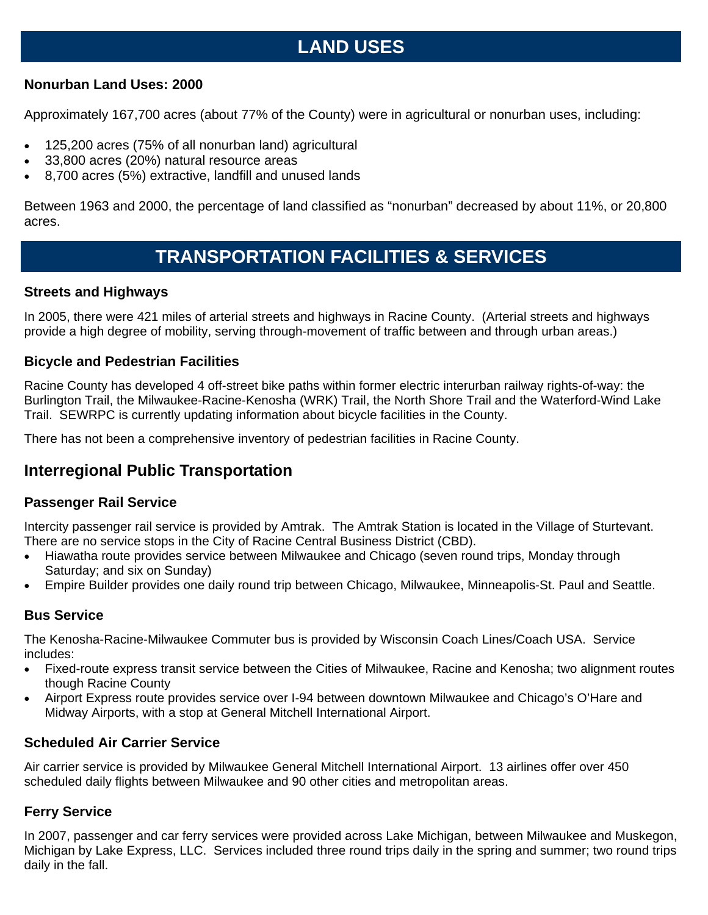# LAND USES

### Nonurban Land Uses: 2000

Approximately 167,700 acres (about 77% of the County) were in agricultural or nonurban uses, including:

- 125,200 acres (75% of all nonurban land) agricultural
- 33,800 acres (20%) natural resource areas
- 8,700 acres (5%) extractive, landfill and unused lands

Between 1963 and 2000, the percentage of land classified as "nonurban" decreased by about 11%, or 20,800 acres.

# TRANSPORTATION FACILITIES & SERVICES

### Streets and Highways

In 2005, there were 421 miles of arterial streets and highways in Racine County. (Arterial streets and highways provide a high degree of mobility, serving through-movement of traffic between and through urban areas.)

### Bicycle and Pedestrian Facilities

Racine County has developed 4 off-street bike paths within former electric interurban railway rights-of-way: the Burlington Trail, the Milwaukee-Racine-Kenosha (WRK) Trail, the North Shore Trail and the Waterford-Wind Lake Trail. SEWRPC is currently updating information about bicycle facilities in the County.

There has not been a comprehensive inventory of pedestrian facilities in Racine County.

## Interregional Public Transportation

### Passenger Rail Service

Intercity passenger rail service is provided by Amtrak. The Amtrak Station is located in the Village of Sturtevant. There are no service stops in the City of Racine Central Business District (CBD).

- Hiawatha route provides service between Milwaukee and Chicago (seven round trips, Monday through Saturday; and six on Sunday)
- Empire Builder provides one daily round trip between Chicago, Milwaukee, Minneapolis-St. Paul and Seattle.

### Bus Service

The Kenosha-Racine-Milwaukee Commuter bus is provided by Wisconsin Coach Lines/Coach USA. Service includes:

- Fixed-route express transit service between the Cities of Milwaukee, Racine and Kenosha; two alignment routes though Racine County
- Airport Express route provides service over I-94 between downtown Milwaukee and Chicago's O'Hare and Midway Airports, with a stop at General Mitchell International Airport.

### Scheduled Air Carrier Service

Air carrier service is provided by Milwaukee General Mitchell International Airport. 13 airlines offer over 450 scheduled daily flights between Milwaukee and 90 other cities and metropolitan areas.

### Ferry Service

In 2007, passenger and car ferry services were provided across Lake Michigan, between Milwaukee and Muskegon, Michigan by Lake Express, LLC. Services included three round trips daily in the spring and summer; two round trips daily in the fall.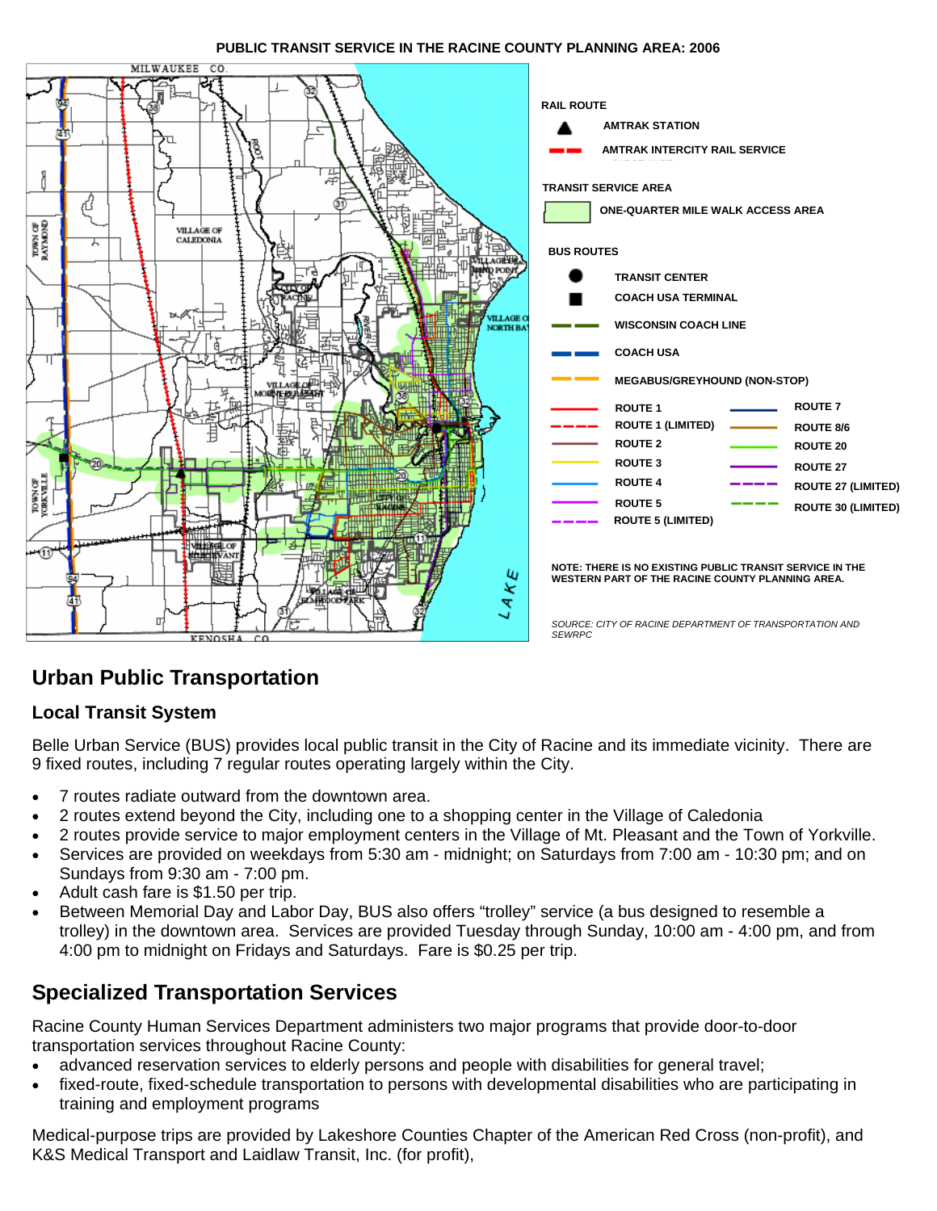PUBLIC TRANSIT SERVICE IN THE RACINE COUNTY PLANNING AREA: 2006

RAIL ROUTE

- AMTRAK STATION
- AMTRAK INTERCITY RAIL SERVICE

TRANSIT SERVICE AREA

- ONE-QUARTER MILE WALK ACCESS AREA

BUS ROUTES

- TRANSIT CENTER
- COACH USA TERMINAL
- WISCONSIN COACH LINE
- COACH USA
- MEGABUS/GREYHOUND (NON-STOP)
- ROUTE 1
- ROUTE 1 (LIMITED)
- ROUTE 2
- ROUTE 3
- ROUTE 4
- ROUTE 5
- ROUTE 5 (LIMITED)
- ROUTE 7
- ROUTE 8/6
- ROUTE 20
- ROUTE 27
- ROUTE 27 (LIMITED)
- ROUTE 30 (LIMITED)

NOTE: THERE IS NO EXISTING PUBLIC TRANSIT SERVICE IN THE WESTERN PART OF THE RACINE COUNTY PLANNING AREA.

*SOURCE: CITY OF RACINE DEPARTMENT OF TRANSPORTATION AND SEWRPC*

## Urban Public Transportation

### Local Transit System

Belle Urban Service (BUS) provides local public transit in the City of Racine and its immediate vicinity. There are 9 fixed routes, including 7 regular routes operating largely within the City.

- 7 routes radiate outward from the downtown area.
- 2 routes extend beyond the City, including one to a shopping center in the Village of Caledonia
- 2 routes provide service to major employment centers in the Village of Mt. Pleasant and the Town of Yorkville.
- Services are provided on weekdays from 5:30 am - midnight; on Saturdays from 7:00 am - 10:30 pm; and on Sundays from 9:30 am - 7:00 pm.
- Adult cash fare is $1.50 per trip.
- Between Memorial Day and Labor Day, BUS also offers "trolley" service (a bus designed to resemble a trolley) in the downtown area. Services are provided Tuesday through Sunday, 10:00 am - 4:00 pm, and from 4:00 pm to midnight on Fridays and Saturdays. Fare is $0.25 per trip.

## Specialized Transportation Services

Racine County Human Services Department administers two major programs that provide door-to-door transportation services throughout Racine County:

- advanced reservation services to elderly persons and people with disabilities for general travel;
- fixed-route, fixed-schedule transportation to persons with developmental disabilities who are participating in training and employment programs

Medical-purpose trips are provided by Lakeshore Counties Chapter of the American Red Cross (non-profit), and K&S Medical Transport and Laidlaw Transit, Inc. (for profit),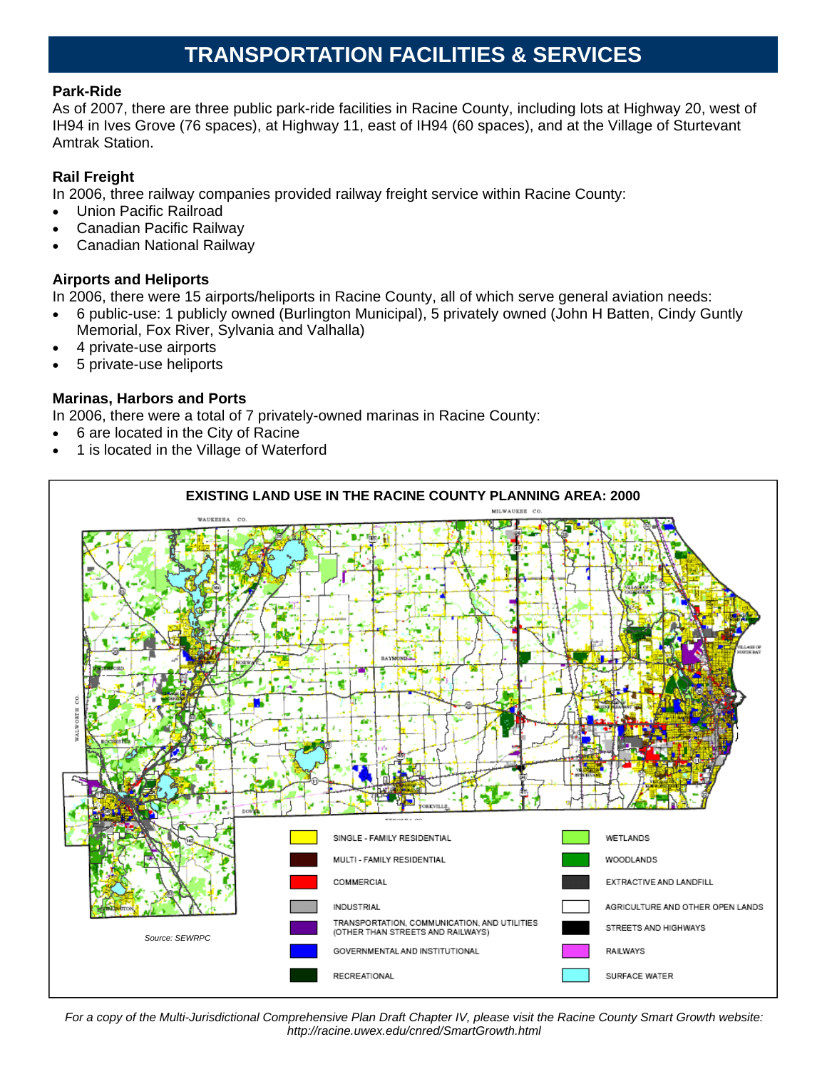# TRANSPORTATION FACILITIES & SERVICES

**Park-Ride**

As of 2007, there are three public park-ride facilities in Racine County, including lots at Highway 20, west of IH94 in Ives Grove (76 spaces), at Highway 11, east of IH94 (60 spaces), and at the Village of Sturtevant Amtrak Station.

**Rail Freight**

In 2006, three railway companies provided railway freight service within Racine County:

- Union Pacific Railroad
- Canadian Pacific Railway
- Canadian National Railway

**Airports and Heliports**

In 2006, there were 15 airports/heliports in Racine County, all of which serve general aviation needs:

- 6 public-use: 1 publicly owned (Burlington Municipal), 5 privately owned (John H Batten, Cindy Guntly Memorial, Fox River, Sylvania and Valhalla)
- 4 private-use airports
- 5 private-use heliports

**Marinas, Harbors and Ports**

In 2006, there were a total of 7 privately-owned marinas in Racine County:

- 6 are located in the City of Racine
- 1 is located in the Village of Waterford

**EXISTING LAND USE IN THE RACINE COUNTY PLANNING AREA: 2000**

SINGLE - FAMILY RESIDENTIAL
MULTI - FAMILY RESIDENTIAL
COMMERCIAL
INDUSTRIAL
TRANSPORTATION, COMMUNICATION, AND UTILITIES (OTHER THAN STREETS AND RAILWAYS)
GOVERNMENTAL AND INSTITUTIONAL
RECREATIONAL
WETLANDS
WOODLANDS
EXTRACTIVE AND LANDFILL
AGRICULTURE AND OTHER OPEN LANDS
STREETS AND HIGHWAYS
RAILWAYS
SURFACE WATER

Source: SEWRPC

*For a copy of the Multi-Jurisdictional Comprehensive Plan Draft Chapter IV, please visit the Racine County Smart Growth website: http://racine.uwex.edu/cnred/SmartGrowth.html*